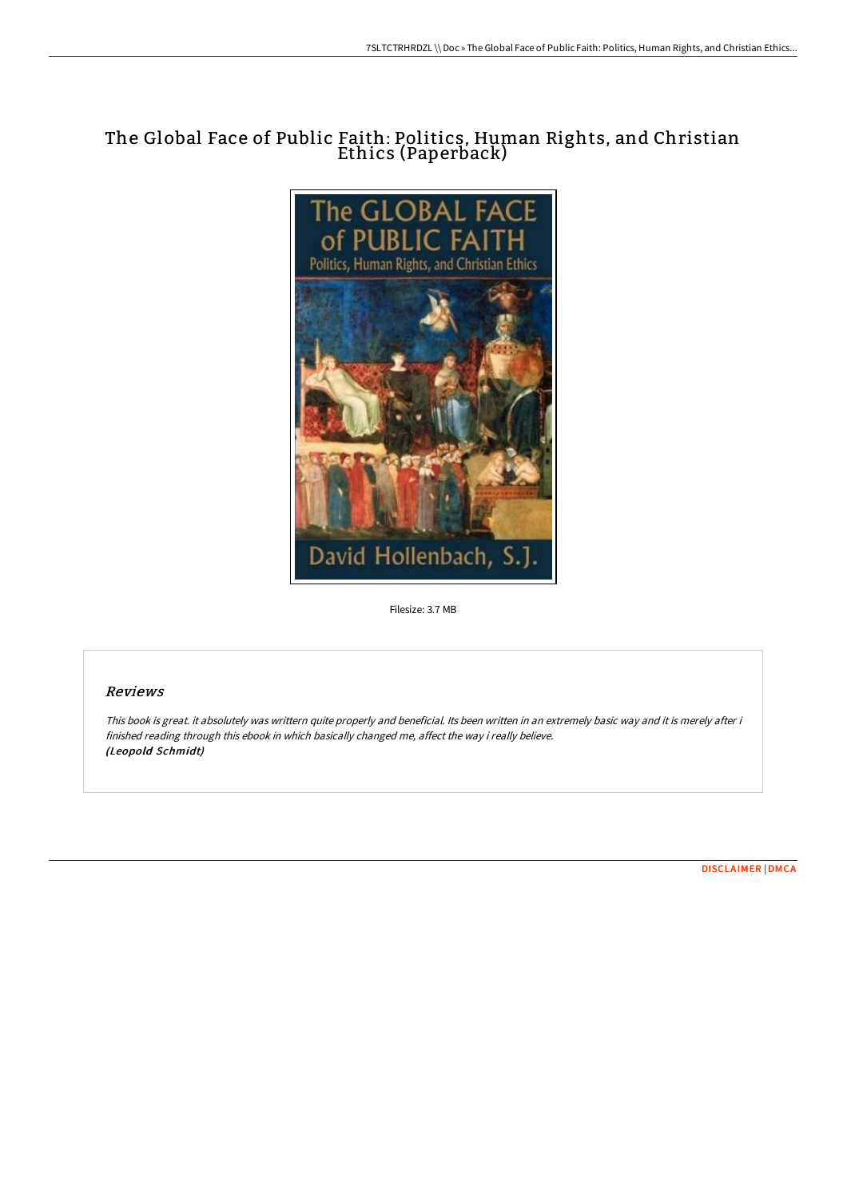# The Global Face of Public Faith: Politics, Human Rights, and Christian Ethics (Paperback)

Filesize: 3.7 MB

## *Reviews*

*This book is great. it absolutely was writtern quite properly and beneficial. Its been written in an extremely basic way and it is merely after i finished reading through this ebook in which basically changed me, affect the way i really believe.*
***(Leopold Schmidt)***

DISCLAIMER | DMCA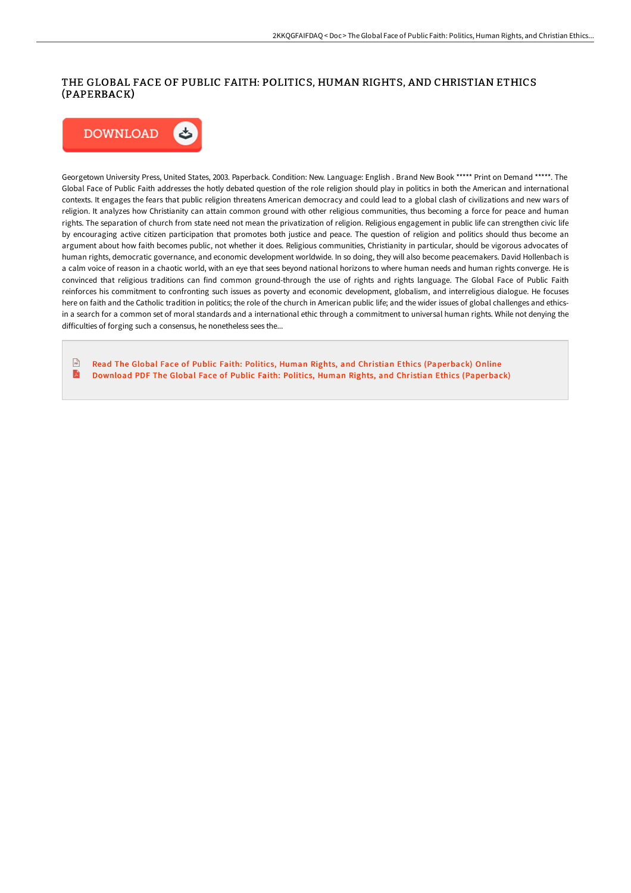# THE GLOBAL FACE OF PUBLIC FAITH: POLITICS, HUMAN RIGHTS, AND CHRISTIAN ETHICS (PAPERBACK)

DOWNLOAD

Georgetown University Press, United States, 2003. Paperback. Condition: New. Language: English . Brand New Book ***** Print on Demand *****. The Global Face of Public Faith addresses the hotly debated question of the role religion should play in politics in both the American and international contexts. It engages the fears that public religion threatens American democracy and could lead to a global clash of civilizations and new wars of religion. It analyzes how Christianity can attain common ground with other religious communities, thus becoming a force for peace and human rights. The separation of church from state need not mean the privatization of religion. Religious engagement in public life can strengthen civic life by encouraging active citizen participation that promotes both justice and peace. The question of religion and politics should thus become an argument about how faith becomes public, not whether it does. Religious communities, Christianity in particular, should be vigorous advocates of human rights, democratic governance, and economic development worldwide. In so doing, they will also become peacemakers. David Hollenbach is a calm voice of reason in a chaotic world, with an eye that sees beyond national horizons to where human needs and human rights converge. He is convinced that religious traditions can find common ground-through the use of rights and rights language. The Global Face of Public Faith reinforces his commitment to confronting such issues as poverty and economic development, globalism, and interreligious dialogue. He focuses here on faith and the Catholic tradition in politics; the role of the church in American public life; and the wider issues of global challenges and ethics-in a search for a common set of moral standards and a international ethic through a commitment to universal human rights. While not denying the difficulties of forging such a consensus, he nonetheless sees the...

- Read The Global Face of Public Faith: Politics, Human Rights, and Christian Ethics (Paperback) Online
- Download PDF The Global Face of Public Faith: Politics, Human Rights, and Christian Ethics (Paperback)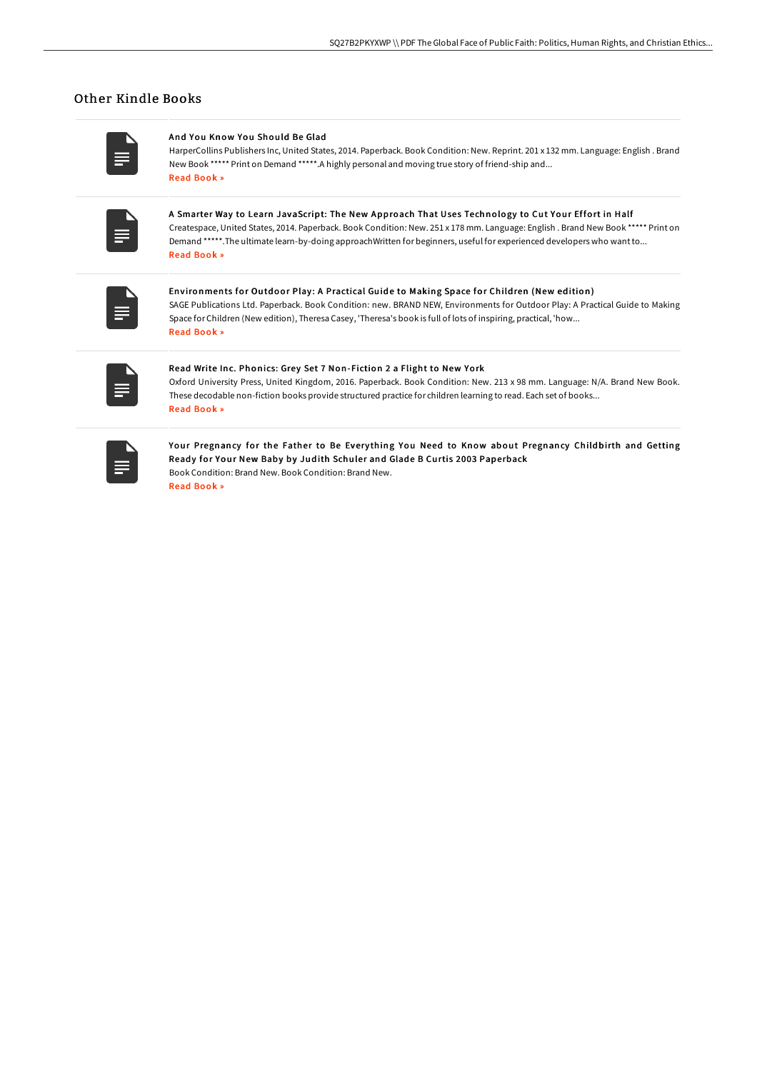## Other Kindle Books

### And You Know You Should Be Glad

HarperCollins Publishers Inc, United States, 2014. Paperback. Book Condition: New. Reprint. 201 x 132 mm. Language: English . Brand New Book ***** Print on Demand *****.A highly personal and moving true story of friend-ship and...

Read Book »

### A Smarter Way to Learn JavaScript: The New Approach That Uses Technology to Cut Your Effort in Half

Createspace, United States, 2014. Paperback. Book Condition: New. 251 x 178 mm. Language: English . Brand New Book ***** Print on Demand *****.The ultimate learn-by-doing approachWritten for beginners, useful for experienced developers who want to...

Read Book »

### Environments for Outdoor Play: A Practical Guide to Making Space for Children (New edition)

SAGE Publications Ltd. Paperback. Book Condition: new. BRAND NEW, Environments for Outdoor Play: A Practical Guide to Making Space for Children (New edition), Theresa Casey, 'Theresa's book is full of lots of inspiring, practical, 'how...

Read Book »

### Read Write Inc. Phonics: Grey Set 7 Non-Fiction 2 a Flight to New York

Oxford University Press, United Kingdom, 2016. Paperback. Book Condition: New. 213 x 98 mm. Language: N/A. Brand New Book. These decodable non-fiction books provide structured practice for children learning to read. Each set of books...

Read Book »

### Your Pregnancy for the Father to Be Everything You Need to Know about Pregnancy Childbirth and Getting Ready for Your New Baby by Judith Schuler and Glade B Curtis 2003 Paperback

Book Condition: Brand New. Book Condition: Brand New.

Read Book »